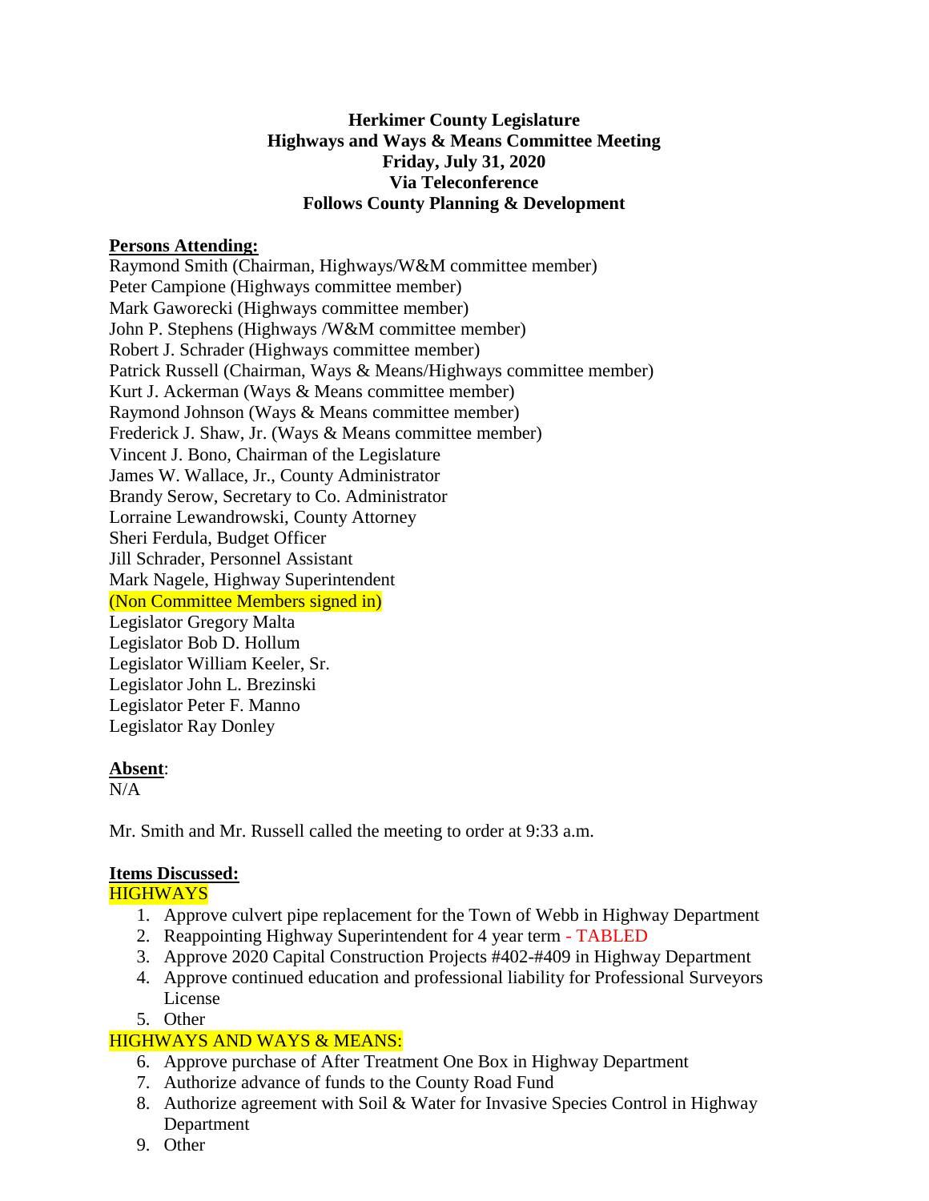**Herkimer County Legislature**
**Highways and Ways & Means Committee Meeting**
**Friday, July 31, 2020**
**Via Teleconference**
**Follows County Planning & Development**

**Persons Attending:**

Raymond Smith (Chairman, Highways/W&M committee member)
Peter Campione (Highways committee member)
Mark Gaworecki (Highways committee member)
John P. Stephens (Highways /W&M committee member)
Robert J. Schrader (Highways committee member)
Patrick Russell (Chairman, Ways & Means/Highways committee member)
Kurt J. Ackerman (Ways & Means committee member)
Raymond Johnson (Ways & Means committee member)
Frederick J. Shaw, Jr. (Ways & Means committee member)
Vincent J. Bono, Chairman of the Legislature
James W. Wallace, Jr., County Administrator
Brandy Serow, Secretary to Co. Administrator
Lorraine Lewandrowski, County Attorney
Sheri Ferdula, Budget Officer
Jill Schrader, Personnel Assistant
Mark Nagele, Highway Superintendent
(Non Committee Members signed in)
Legislator Gregory Malta
Legislator Bob D. Hollum
Legislator William Keeler, Sr.
Legislator John L. Brezinski
Legislator Peter F. Manno
Legislator Ray Donley

**Absent**:
N/A

Mr. Smith and Mr. Russell called the meeting to order at 9:33 a.m.

**Items Discussed:**

HIGHWAYS

1. Approve culvert pipe replacement for the Town of Webb in Highway Department
2. Reappointing Highway Superintendent for 4 year term - TABLED
3. Approve 2020 Capital Construction Projects #402-#409 in Highway Department
4. Approve continued education and professional liability for Professional Surveyors License
5. Other

HIGHWAYS AND WAYS & MEANS:

6. Approve purchase of After Treatment One Box in Highway Department
7. Authorize advance of funds to the County Road Fund
8. Authorize agreement with Soil & Water for Invasive Species Control in Highway Department
9. Other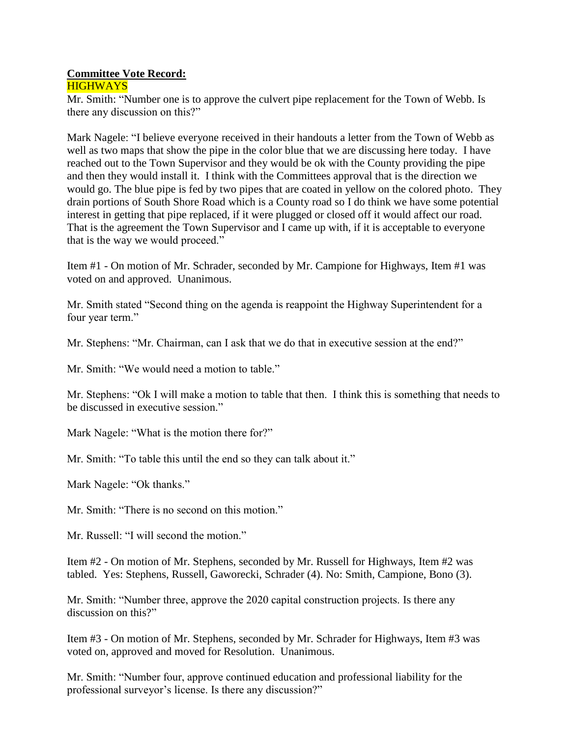**Committee Vote Record:**

HIGHWAYS

Mr. Smith: "Number one is to approve the culvert pipe replacement for the Town of Webb. Is there any discussion on this?"

Mark Nagele: "I believe everyone received in their handouts a letter from the Town of Webb as well as two maps that show the pipe in the color blue that we are discussing here today. I have reached out to the Town Supervisor and they would be ok with the County providing the pipe and then they would install it. I think with the Committees approval that is the direction we would go. The blue pipe is fed by two pipes that are coated in yellow on the colored photo. They drain portions of South Shore Road which is a County road so I do think we have some potential interest in getting that pipe replaced, if it were plugged or closed off it would affect our road. That is the agreement the Town Supervisor and I came up with, if it is acceptable to everyone that is the way we would proceed."

Item #1 - On motion of Mr. Schrader, seconded by Mr. Campione for Highways, Item #1 was voted on and approved. Unanimous.

Mr. Smith stated "Second thing on the agenda is reappoint the Highway Superintendent for a four year term."

Mr. Stephens: "Mr. Chairman, can I ask that we do that in executive session at the end?"

Mr. Smith: "We would need a motion to table."

Mr. Stephens: "Ok I will make a motion to table that then. I think this is something that needs to be discussed in executive session."

Mark Nagele: "What is the motion there for?"

Mr. Smith: "To table this until the end so they can talk about it."

Mark Nagele: "Ok thanks."

Mr. Smith: "There is no second on this motion."

Mr. Russell: "I will second the motion."

Item #2 - On motion of Mr. Stephens, seconded by Mr. Russell for Highways, Item #2 was tabled. Yes: Stephens, Russell, Gaworecki, Schrader (4). No: Smith, Campione, Bono (3).

Mr. Smith: "Number three, approve the 2020 capital construction projects. Is there any discussion on this?"

Item #3 - On motion of Mr. Stephens, seconded by Mr. Schrader for Highways, Item #3 was voted on, approved and moved for Resolution. Unanimous.

Mr. Smith: "Number four, approve continued education and professional liability for the professional surveyor's license. Is there any discussion?"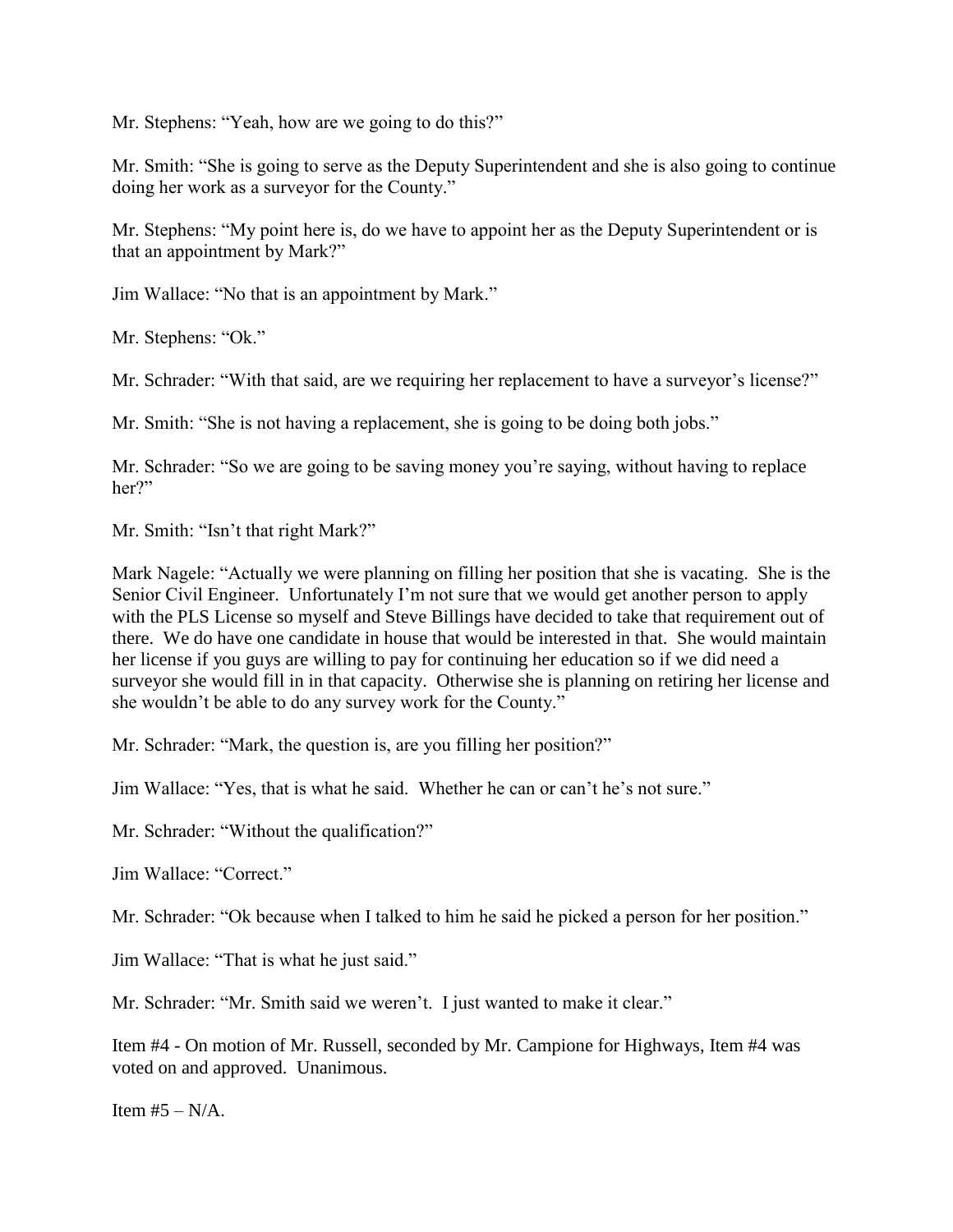Mr. Stephens: “Yeah, how are we going to do this?”

Mr. Smith: “She is going to serve as the Deputy Superintendent and she is also going to continue doing her work as a surveyor for the County.”

Mr. Stephens: “My point here is, do we have to appoint her as the Deputy Superintendent or is that an appointment by Mark?”

Jim Wallace: “No that is an appointment by Mark.”

Mr. Stephens: “Ok.”

Mr. Schrader: “With that said, are we requiring her replacement to have a surveyor’s license?”

Mr. Smith: “She is not having a replacement, she is going to be doing both jobs.”

Mr. Schrader: “So we are going to be saving money you’re saying, without having to replace her?”

Mr. Smith: “Isn’t that right Mark?”

Mark Nagele: “Actually we were planning on filling her position that she is vacating. She is the Senior Civil Engineer. Unfortunately I’m not sure that we would get another person to apply with the PLS License so myself and Steve Billings have decided to take that requirement out of there. We do have one candidate in house that would be interested in that. She would maintain her license if you guys are willing to pay for continuing her education so if we did need a surveyor she would fill in in that capacity. Otherwise she is planning on retiring her license and she wouldn’t be able to do any survey work for the County.”

Mr. Schrader: “Mark, the question is, are you filling her position?”

Jim Wallace: “Yes, that is what he said. Whether he can or can’t he’s not sure.”

Mr. Schrader: “Without the qualification?”

Jim Wallace: “Correct.”

Mr. Schrader: “Ok because when I talked to him he said he picked a person for her position.”

Jim Wallace: “That is what he just said.”

Mr. Schrader: “Mr. Smith said we weren’t. I just wanted to make it clear.”

Item #4 - On motion of Mr. Russell, seconded by Mr. Campione for Highways, Item #4 was voted on and approved. Unanimous.

Item #5 – N/A.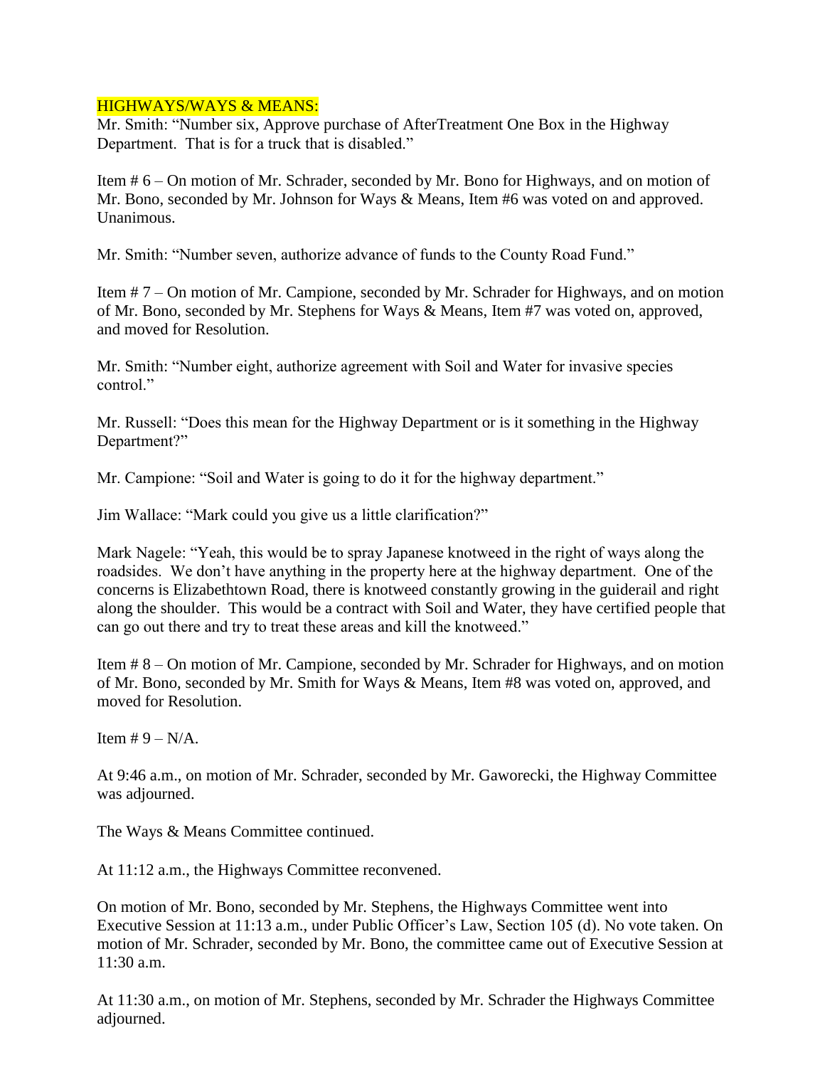HIGHWAYS/WAYS & MEANS:

Mr. Smith: "Number six, Approve purchase of AfterTreatment One Box in the Highway Department. That is for a truck that is disabled."

Item # 6 – On motion of Mr. Schrader, seconded by Mr. Bono for Highways, and on motion of Mr. Bono, seconded by Mr. Johnson for Ways & Means, Item #6 was voted on and approved. Unanimous.

Mr. Smith: "Number seven, authorize advance of funds to the County Road Fund."

Item # 7 – On motion of Mr. Campione, seconded by Mr. Schrader for Highways, and on motion of Mr. Bono, seconded by Mr. Stephens for Ways & Means, Item #7 was voted on, approved, and moved for Resolution.

Mr. Smith: "Number eight, authorize agreement with Soil and Water for invasive species control."

Mr. Russell: "Does this mean for the Highway Department or is it something in the Highway Department?"

Mr. Campione: "Soil and Water is going to do it for the highway department."

Jim Wallace: "Mark could you give us a little clarification?"

Mark Nagele: "Yeah, this would be to spray Japanese knotweed in the right of ways along the roadsides. We don't have anything in the property here at the highway department. One of the concerns is Elizabethtown Road, there is knotweed constantly growing in the guiderail and right along the shoulder. This would be a contract with Soil and Water, they have certified people that can go out there and try to treat these areas and kill the knotweed."

Item # 8 – On motion of Mr. Campione, seconded by Mr. Schrader for Highways, and on motion of Mr. Bono, seconded by Mr. Smith for Ways & Means, Item #8 was voted on, approved, and moved for Resolution.

Item # 9 – N/A.

At 9:46 a.m., on motion of Mr. Schrader, seconded by Mr. Gaworecki, the Highway Committee was adjourned.

The Ways & Means Committee continued.

At 11:12 a.m., the Highways Committee reconvened.

On motion of Mr. Bono, seconded by Mr. Stephens, the Highways Committee went into Executive Session at 11:13 a.m., under Public Officer's Law, Section 105 (d). No vote taken. On motion of Mr. Schrader, seconded by Mr. Bono, the committee came out of Executive Session at 11:30 a.m.

At 11:30 a.m., on motion of Mr. Stephens, seconded by Mr. Schrader the Highways Committee adjourned.